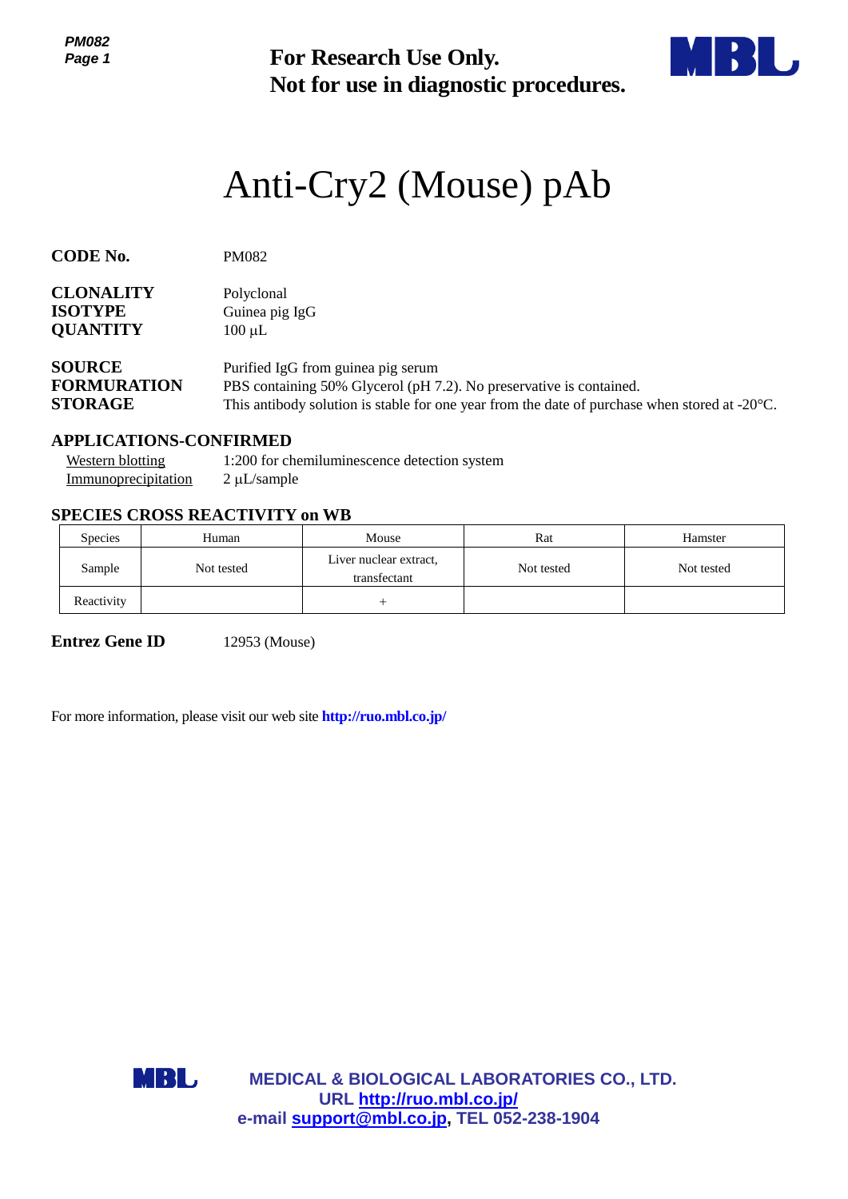**For Research Use Only.**
**Not for use in diagnostic procedures.**

# Anti-Cry2 (Mouse) pAb

**CODE No.** PM082

**CLONALITY** Polyclonal
**ISOTYPE** Guinea pig IgG
**QUANTITY** 100 μL

**SOURCE** Purified IgG from guinea pig serum
**FORMURATION** PBS containing 50% Glycerol (pH 7.2). No preservative is contained.
**STORAGE** This antibody solution is stable for one year from the date of purchase when stored at -20°C.

## APPLICATIONS-CONFIRMED

Western blotting 1:200 for chemiluminescence detection system
Immunoprecipitation 2 μL/sample

## SPECIES CROSS REACTIVITY on WB

| Species | Human | Mouse | Rat | Hamster |
|---|---|---|---|---|
| Sample | Not tested | Liver nuclear extract, transfectant | Not tested | Not tested |
| Reactivity | | + | | |

**Entrez Gene ID** 12953 (Mouse)

For more information, please visit our web site **http://ruo.mbl.co.jp/**

**MEDICAL & BIOLOGICAL LABORATORIES CO., LTD.**
**URL http://ruo.mbl.co.jp/**
**e-mail support@mbl.co.jp, TEL 052-238-1904**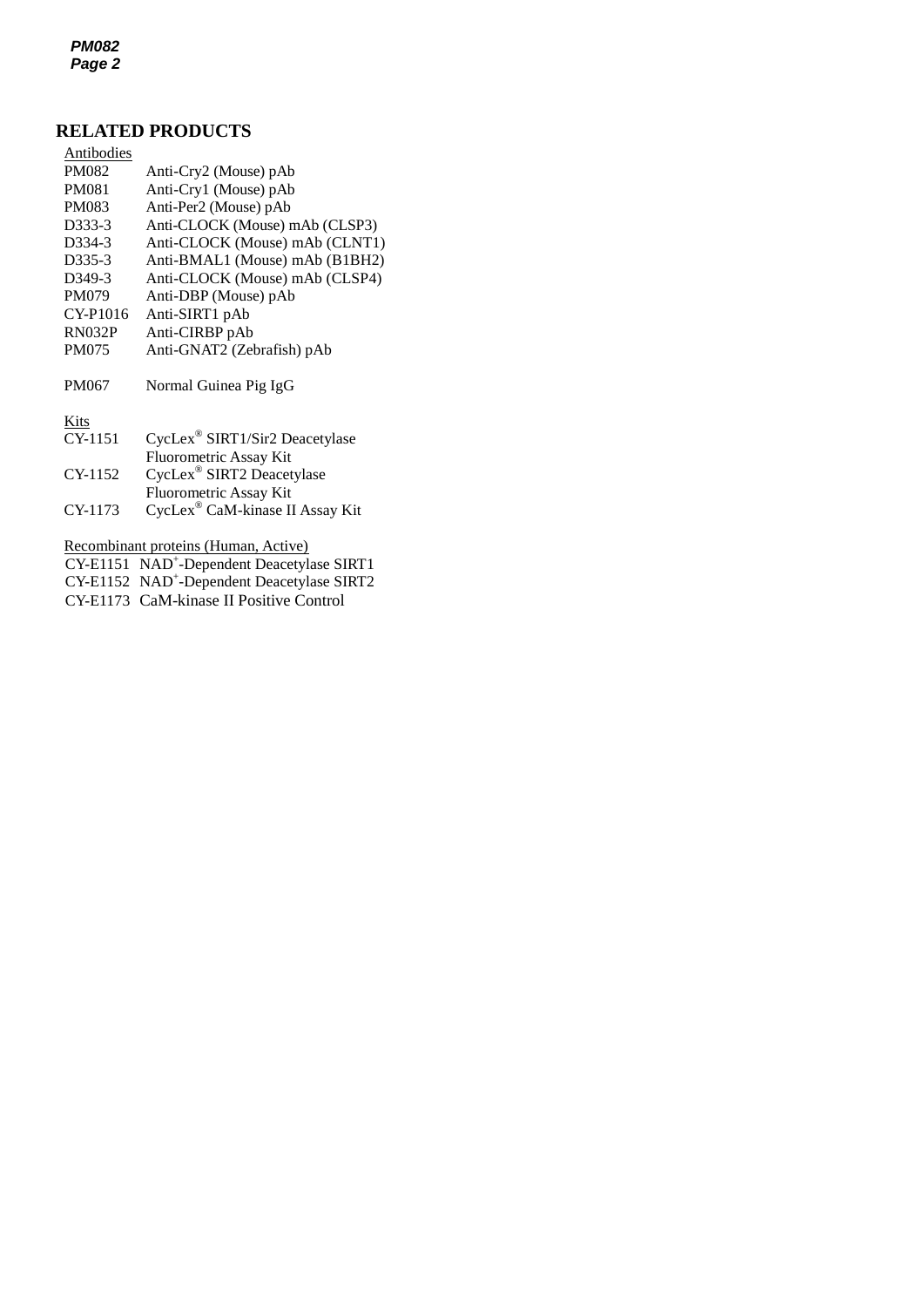## RELATED PRODUCTS

Antibodies

| | |
|---|---|
| PM082 | Anti-Cry2 (Mouse) pAb |
| PM081 | Anti-Cry1 (Mouse) pAb |
| PM083 | Anti-Per2 (Mouse) pAb |
| D333-3 | Anti-CLOCK (Mouse) mAb (CLSP3) |
| D334-3 | Anti-CLOCK (Mouse) mAb (CLNT1) |
| D335-3 | Anti-BMAL1 (Mouse) mAb (B1BH2) |
| D349-3 | Anti-CLOCK (Mouse) mAb (CLSP4) |
| PM079 | Anti-DBP (Mouse) pAb |
| CY-P1016 | Anti-SIRT1 pAb |
| RN032P | Anti-CIRBP pAb |
| PM075 | Anti-GNAT2 (Zebrafish) pAb |
| PM067 | Normal Guinea Pig IgG |

Kits

| | |
|---|---|
| CY-1151 | CycLex® SIRT1/Sir2 Deacetylase Fluorometric Assay Kit |
| CY-1152 | CycLex® SIRT2 Deacetylase Fluorometric Assay Kit |
| CY-1173 | CycLex® CaM-kinase II Assay Kit |

Recombinant proteins (Human, Active)

| | |
|---|---|
| CY-E1151 | $NAD^+$-Dependent Deacetylase SIRT1 |
| CY-E1152 | $NAD^+$-Dependent Deacetylase SIRT2 |
| CY-E1173 | CaM-kinase II Positive Control |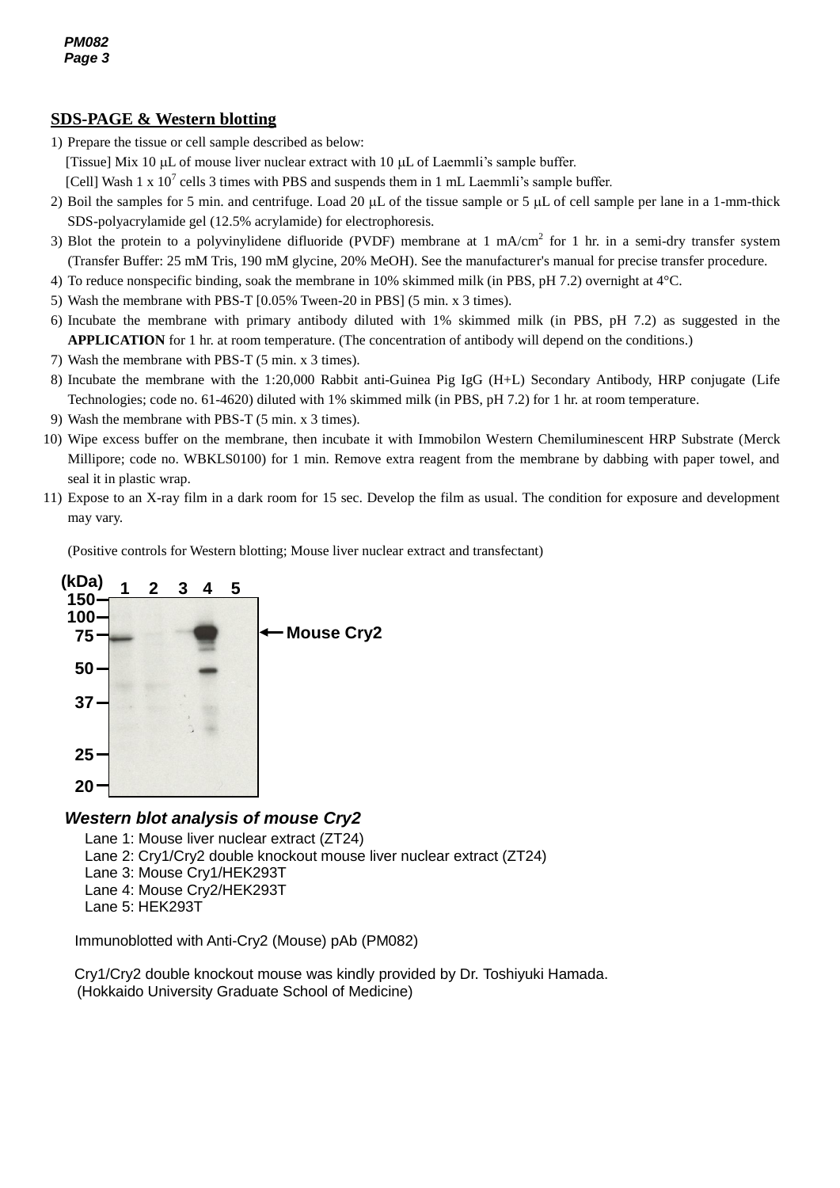## SDS-PAGE & Western blotting

1) Prepare the tissue or cell sample described as below:
   [Tissue] Mix 10 μL of mouse liver nuclear extract with 10 μL of Laemmli's sample buffer.
   [Cell] Wash 1 x $10^7$ cells 3 times with PBS and suspends them in 1 mL Laemmli's sample buffer.
2) Boil the samples for 5 min. and centrifuge. Load 20 μL of the tissue sample or 5 μL of cell sample per lane in a 1-mm-thick SDS-polyacrylamide gel (12.5% acrylamide) for electrophoresis.
3) Blot the protein to a polyvinylidene difluoride (PVDF) membrane at 1 mA/$cm^2$ for 1 hr. in a semi-dry transfer system (Transfer Buffer: 25 mM Tris, 190 mM glycine, 20% MeOH). See the manufacturer's manual for precise transfer procedure.
4) To reduce nonspecific binding, soak the membrane in 10% skimmed milk (in PBS, pH 7.2) overnight at 4°C.
5) Wash the membrane with PBS-T [0.05% Tween-20 in PBS] (5 min. x 3 times).
6) Incubate the membrane with primary antibody diluted with 1% skimmed milk (in PBS, pH 7.2) as suggested in the **APPLICATION** for 1 hr. at room temperature. (The concentration of antibody will depend on the conditions.)
7) Wash the membrane with PBS-T (5 min. x 3 times).
8) Incubate the membrane with the 1:20,000 Rabbit anti-Guinea Pig IgG (H+L) Secondary Antibody, HRP conjugate (Life Technologies; code no. 61-4620) diluted with 1% skimmed milk (in PBS, pH 7.2) for 1 hr. at room temperature.
9) Wash the membrane with PBS-T (5 min. x 3 times).
10) Wipe excess buffer on the membrane, then incubate it with Immobilon Western Chemiluminescent HRP Substrate (Merck Millipore; code no. WBKLS0100) for 1 min. Remove extra reagent from the membrane by dabbing with paper towel, and seal it in plastic wrap.
11) Expose to an X-ray film in a dark room for 15 sec. Develop the film as usual. The condition for exposure and development may vary.

(Positive controls for Western blotting; Mouse liver nuclear extract and transfectant)

***Western blot analysis of mouse Cry2***

Lane 1: Mouse liver nuclear extract (ZT24)
Lane 2: Cry1/Cry2 double knockout mouse liver nuclear extract (ZT24)
Lane 3: Mouse Cry1/HEK293T
Lane 4: Mouse Cry2/HEK293T
Lane 5: HEK293T

Immunoblotted with Anti-Cry2 (Mouse) pAb (PM082)

Cry1/Cry2 double knockout mouse was kindly provided by Dr. Toshiyuki Hamada.
(Hokkaido University Graduate School of Medicine)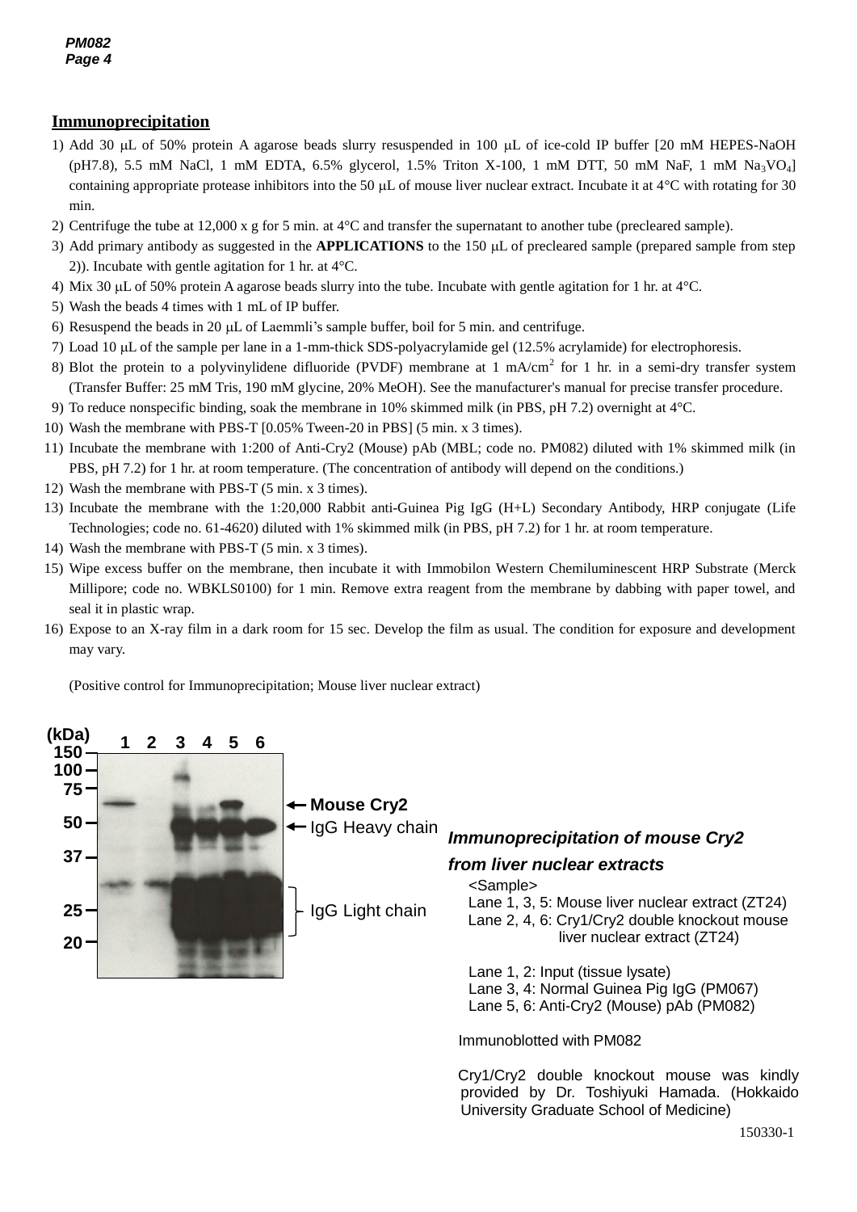## Immunoprecipitation

1) Add 30 μL of 50% protein A agarose beads slurry resuspended in 100 μL of ice-cold IP buffer [20 mM HEPES-NaOH (pH7.8), 5.5 mM NaCl, 1 mM EDTA, 6.5% glycerol, 1.5% Triton X-100, 1 mM DTT, 50 mM NaF, 1 mM $Na_3VO_4$] containing appropriate protease inhibitors into the 50 μL of mouse liver nuclear extract. Incubate it at 4°C with rotating for 30 min.
2) Centrifuge the tube at 12,000 x g for 5 min. at 4°C and transfer the supernatant to another tube (precleared sample).
3) Add primary antibody as suggested in the **APPLICATIONS** to the 150 μL of precleared sample (prepared sample from step 2)). Incubate with gentle agitation for 1 hr. at 4°C.
4) Mix 30 μL of 50% protein A agarose beads slurry into the tube. Incubate with gentle agitation for 1 hr. at 4°C.
5) Wash the beads 4 times with 1 mL of IP buffer.
6) Resuspend the beads in 20 μL of Laemmli's sample buffer, boil for 5 min. and centrifuge.
7) Load 10 μL of the sample per lane in a 1-mm-thick SDS-polyacrylamide gel (12.5% acrylamide) for electrophoresis.
8) Blot the protein to a polyvinylidene difluoride (PVDF) membrane at 1 mA/$cm^2$ for 1 hr. in a semi-dry transfer system (Transfer Buffer: 25 mM Tris, 190 mM glycine, 20% MeOH). See the manufacturer's manual for precise transfer procedure.
9) To reduce nonspecific binding, soak the membrane in 10% skimmed milk (in PBS, pH 7.2) overnight at 4°C.
10) Wash the membrane with PBS-T [0.05% Tween-20 in PBS] (5 min. x 3 times).
11) Incubate the membrane with 1:200 of Anti-Cry2 (Mouse) pAb (MBL; code no. PM082) diluted with 1% skimmed milk (in PBS, pH 7.2) for 1 hr. at room temperature. (The concentration of antibody will depend on the conditions.)
12) Wash the membrane with PBS-T (5 min. x 3 times).
13) Incubate the membrane with the 1:20,000 Rabbit anti-Guinea Pig IgG (H+L) Secondary Antibody, HRP conjugate (Life Technologies; code no. 61-4620) diluted with 1% skimmed milk (in PBS, pH 7.2) for 1 hr. at room temperature.
14) Wash the membrane with PBS-T (5 min. x 3 times).
15) Wipe excess buffer on the membrane, then incubate it with Immobilon Western Chemiluminescent HRP Substrate (Merck Millipore; code no. WBKLS0100) for 1 min. Remove extra reagent from the membrane by dabbing with paper towel, and seal it in plastic wrap.
16) Expose to an X-ray film in a dark room for 15 sec. Develop the film as usual. The condition for exposure and development may vary.

(Positive control for Immunoprecipitation; Mouse liver nuclear extract)

(kDa)
1 2 3 4 5 6
150
100
75
50
37
25
20

Mouse Cry2
IgG Heavy chain
IgG Light chain

*Immunoprecipitation of mouse Cry2 from liver nuclear extracts*

<Sample>
Lane 1, 3, 5: Mouse liver nuclear extract (ZT24)
Lane 2, 4, 6: Cry1/Cry2 double knockout mouse liver nuclear extract (ZT24)

Lane 1, 2: Input (tissue lysate)
Lane 3, 4: Normal Guinea Pig IgG (PM067)
Lane 5, 6: Anti-Cry2 (Mouse) pAb (PM082)

Immunoblotted with PM082

Cry1/Cry2 double knockout mouse was kindly provided by Dr. Toshiyuki Hamada. (Hokkaido University Graduate School of Medicine)

150330-1